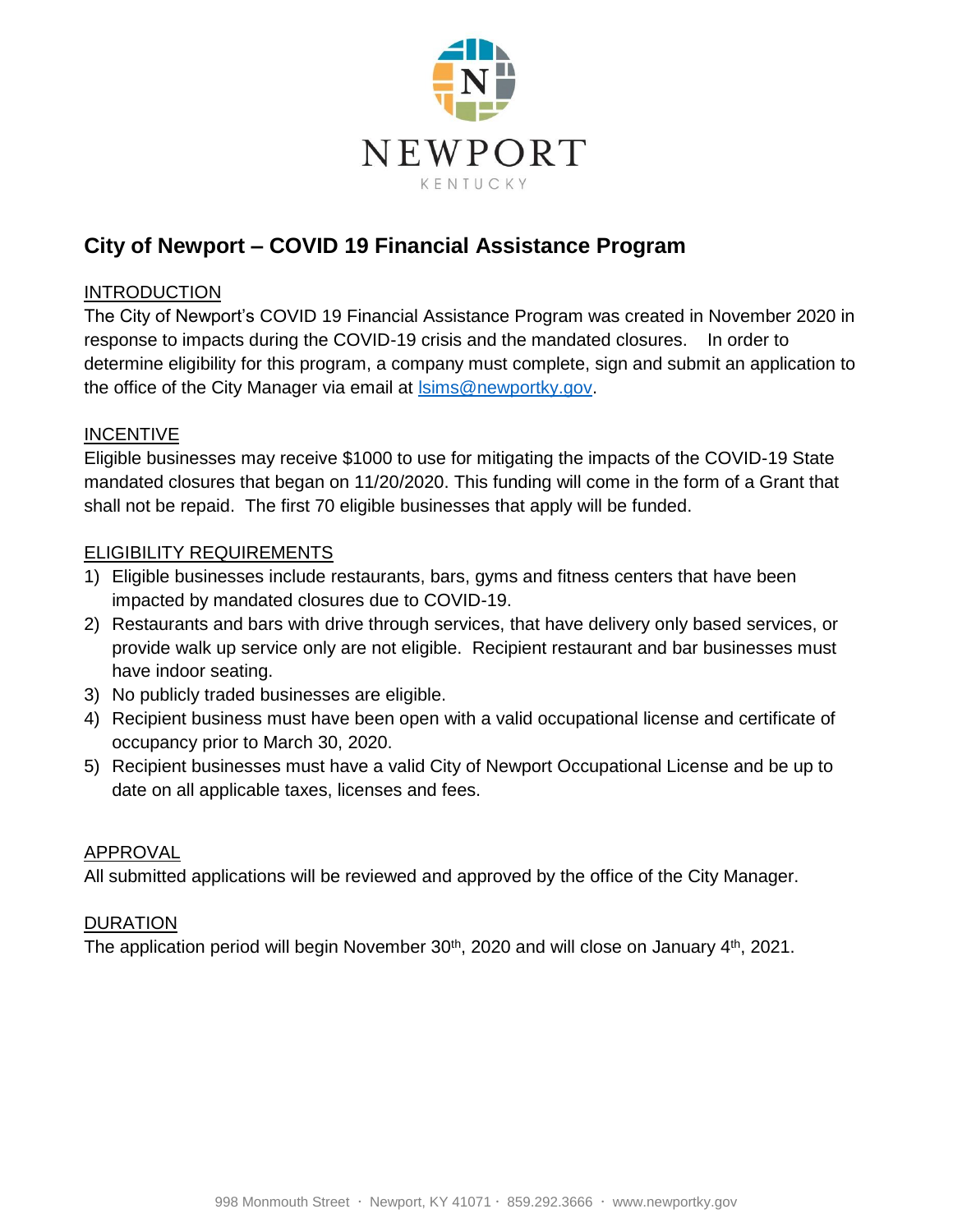NEWPORT

KENTUCKY

# City of Newport – COVID 19 Financial Assistance Program

## INTRODUCTION

The City of Newport's COVID 19 Financial Assistance Program was created in November 2020 in response to impacts during the COVID-19 crisis and the mandated closures. In order to determine eligibility for this program, a company must complete, sign and submit an application to the office of the City Manager via email at lsims@newportky.gov.

## INCENTIVE

Eligible businesses may receive $1000 to use for mitigating the impacts of the COVID-19 State mandated closures that began on 11/20/2020. This funding will come in the form of a Grant that shall not be repaid. The first 70 eligible businesses that apply will be funded.

## ELIGIBILITY REQUIREMENTS

1) Eligible businesses include restaurants, bars, gyms and fitness centers that have been impacted by mandated closures due to COVID-19.
2) Restaurants and bars with drive through services, that have delivery only based services, or provide walk up service only are not eligible. Recipient restaurant and bar businesses must have indoor seating.
3) No publicly traded businesses are eligible.
4) Recipient business must have been open with a valid occupational license and certificate of occupancy prior to March 30, 2020.
5) Recipient businesses must have a valid City of Newport Occupational License and be up to date on all applicable taxes, licenses and fees.

## APPROVAL

All submitted applications will be reviewed and approved by the office of the City Manager.

## DURATION

The application period will begin November 30th, 2020 and will close on January 4th, 2021.

998 Monmouth Street · Newport, KY 41071 · 859.292.3666 · www.newportky.gov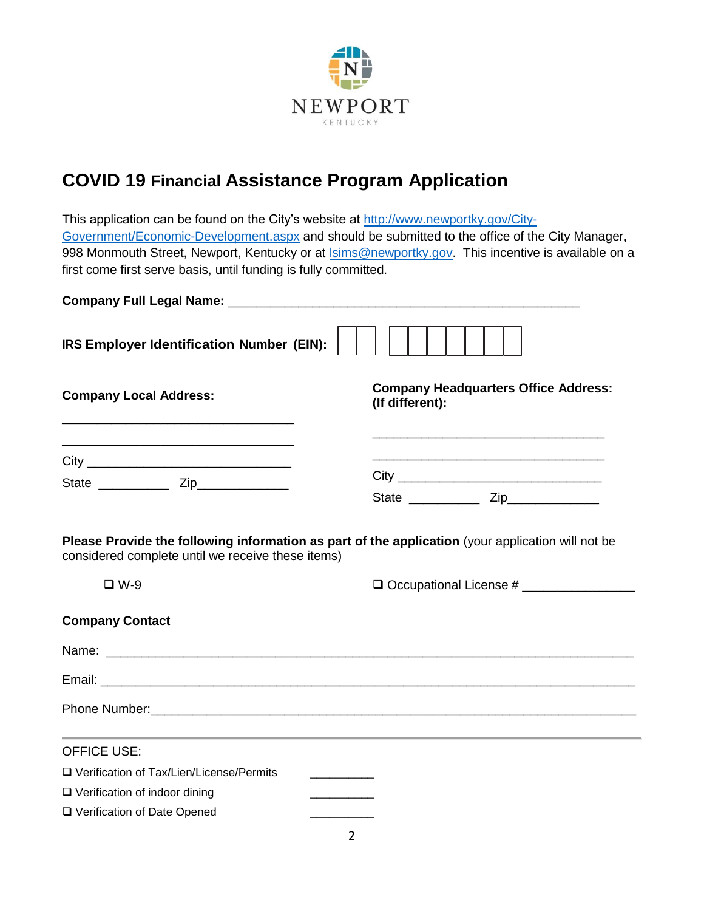NEWPORT

KENTUCKY

# COVID 19 Financial Assistance Program Application

This application can be found on the City's website at http://www.newportky.gov/City-Government/Economic-Development.aspx and should be submitted to the office of the City Manager, 998 Monmouth Street, Newport, Kentucky or at lsims@newportky.gov. This incentive is available on a first come first serve basis, until funding is fully committed.

**Company Full Legal Name:** ____________________________________________________

**IRS Employer Identification Number (EIN):** ☐☐ ☐☐☐☐☐☐☐

**Company Local Address:**

__________________________________

__________________________________

City ______________________________

State __________ Zip_____________

**Company Headquarters Office Address: (If different):**

__________________________________

__________________________________

City ______________________________

State __________ Zip_____________

**Please Provide the following information as part of the application** (your application will not be considered complete until we receive these items)

❑ W-9

❑ Occupational License # ________________

**Company Contact**

Name: ______________________________________________________________________________

Email: ______________________________________________________________________________

Phone Number:________________________________________________________________________

---

OFFICE USE:

❑ Verification of Tax/Lien/License/Permits __________

❑ Verification of indoor dining __________

❑ Verification of Date Opened __________